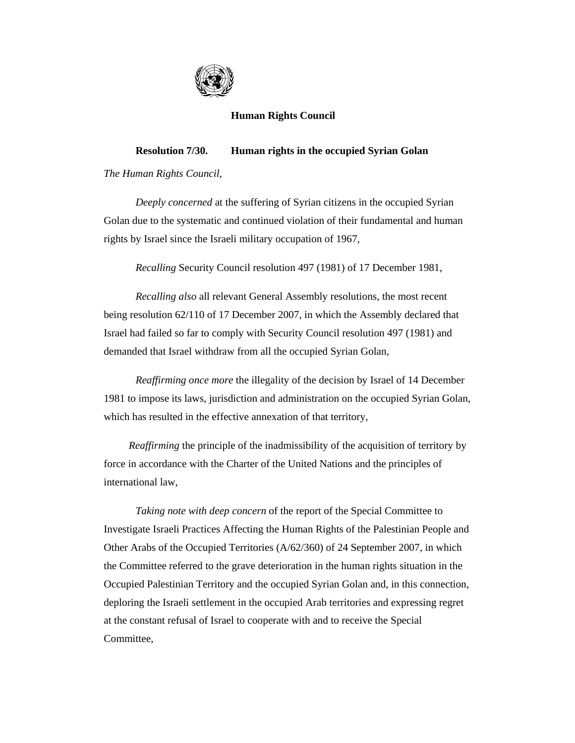**Human Rights Council**

**Resolution 7/30. Human rights in the occupied Syrian Golan**

*The Human Rights Council*,

*Deeply concerned* at the suffering of Syrian citizens in the occupied Syrian Golan due to the systematic and continued violation of their fundamental and human rights by Israel since the Israeli military occupation of 1967,

*Recalling* Security Council resolution 497 (1981) of 17 December 1981,

*Recalling also* all relevant General Assembly resolutions, the most recent being resolution 62/110 of 17 December 2007, in which the Assembly declared that Israel had failed so far to comply with Security Council resolution 497 (1981) and demanded that Israel withdraw from all the occupied Syrian Golan,

*Reaffirming once more* the illegality of the decision by Israel of 14 December 1981 to impose its laws, jurisdiction and administration on the occupied Syrian Golan, which has resulted in the effective annexation of that territory,

*Reaffirming* the principle of the inadmissibility of the acquisition of territory by force in accordance with the Charter of the United Nations and the principles of international law,

*Taking note with deep concern* of the report of the Special Committee to Investigate Israeli Practices Affecting the Human Rights of the Palestinian People and Other Arabs of the Occupied Territories (A/62/360) of 24 September 2007, in which the Committee referred to the grave deterioration in the human rights situation in the Occupied Palestinian Territory and the occupied Syrian Golan and, in this connection, deploring the Israeli settlement in the occupied Arab territories and expressing regret at the constant refusal of Israel to cooperate with and to receive the Special Committee,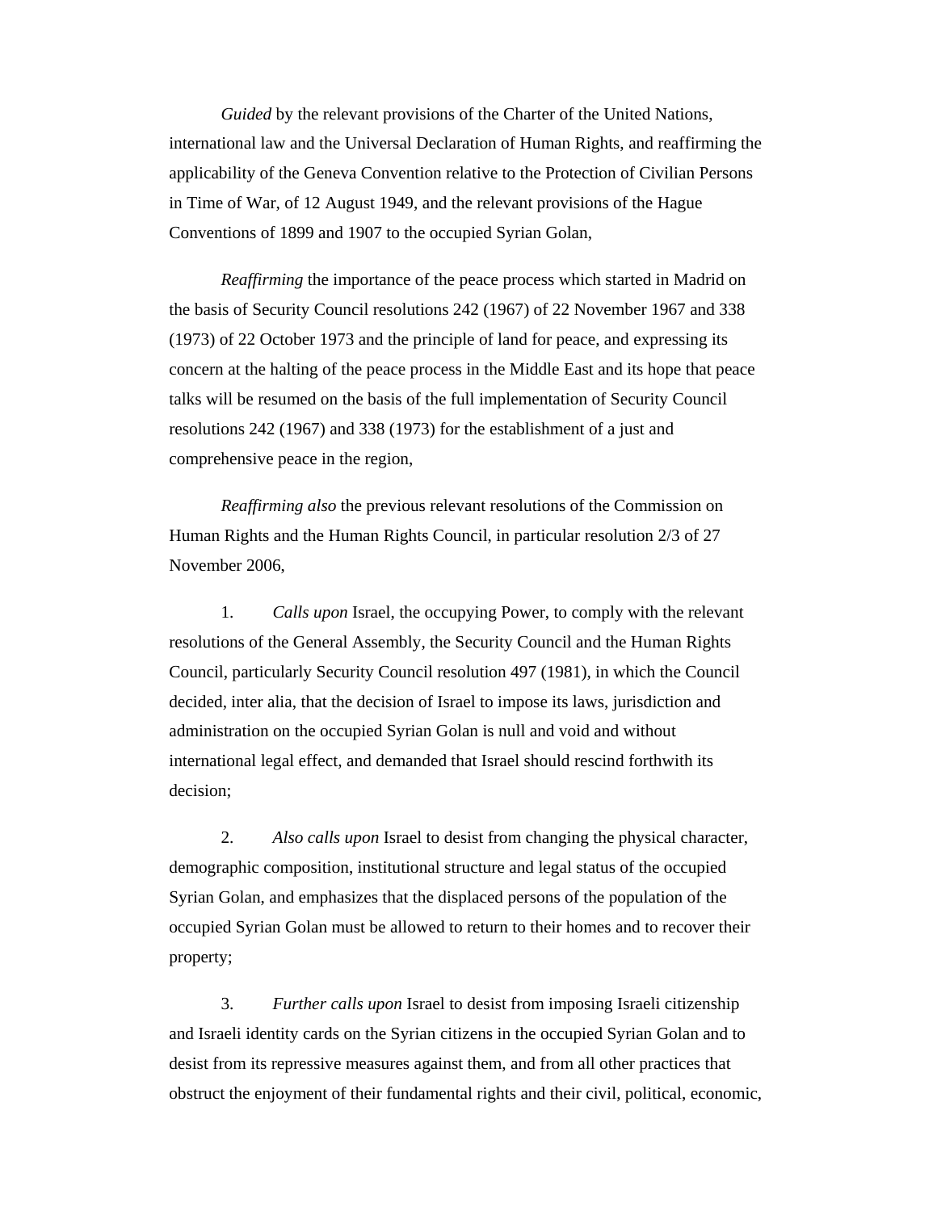*Guided* by the relevant provisions of the Charter of the United Nations, international law and the Universal Declaration of Human Rights, and reaffirming the applicability of the Geneva Convention relative to the Protection of Civilian Persons in Time of War, of 12 August 1949, and the relevant provisions of the Hague Conventions of 1899 and 1907 to the occupied Syrian Golan,

*Reaffirming* the importance of the peace process which started in Madrid on the basis of Security Council resolutions 242 (1967) of 22 November 1967 and 338 (1973) of 22 October 1973 and the principle of land for peace, and expressing its concern at the halting of the peace process in the Middle East and its hope that peace talks will be resumed on the basis of the full implementation of Security Council resolutions 242 (1967) and 338 (1973) for the establishment of a just and comprehensive peace in the region,

*Reaffirming also* the previous relevant resolutions of the Commission on Human Rights and the Human Rights Council, in particular resolution 2/3 of 27 November 2006,

1. *Calls upon* Israel, the occupying Power, to comply with the relevant resolutions of the General Assembly, the Security Council and the Human Rights Council, particularly Security Council resolution 497 (1981), in which the Council decided, inter alia, that the decision of Israel to impose its laws, jurisdiction and administration on the occupied Syrian Golan is null and void and without international legal effect, and demanded that Israel should rescind forthwith its decision;

2. *Also calls upon* Israel to desist from changing the physical character, demographic composition, institutional structure and legal status of the occupied Syrian Golan, and emphasizes that the displaced persons of the population of the occupied Syrian Golan must be allowed to return to their homes and to recover their property;

3. *Further calls upon* Israel to desist from imposing Israeli citizenship and Israeli identity cards on the Syrian citizens in the occupied Syrian Golan and to desist from its repressive measures against them, and from all other practices that obstruct the enjoyment of their fundamental rights and their civil, political, economic,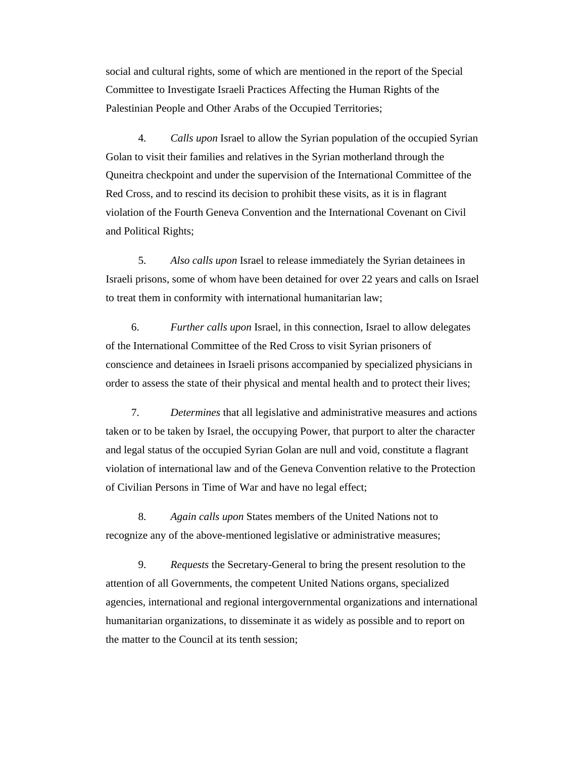social and cultural rights, some of which are mentioned in the report of the Special Committee to Investigate Israeli Practices Affecting the Human Rights of the Palestinian People and Other Arabs of the Occupied Territories;

4. *Calls upon* Israel to allow the Syrian population of the occupied Syrian Golan to visit their families and relatives in the Syrian motherland through the Quneitra checkpoint and under the supervision of the International Committee of the Red Cross, and to rescind its decision to prohibit these visits, as it is in flagrant violation of the Fourth Geneva Convention and the International Covenant on Civil and Political Rights;

5. *Also calls upon* Israel to release immediately the Syrian detainees in Israeli prisons, some of whom have been detained for over 22 years and calls on Israel to treat them in conformity with international humanitarian law;

6. *Further calls upon* Israel, in this connection, Israel to allow delegates of the International Committee of the Red Cross to visit Syrian prisoners of conscience and detainees in Israeli prisons accompanied by specialized physicians in order to assess the state of their physical and mental health and to protect their lives;

7. *Determines* that all legislative and administrative measures and actions taken or to be taken by Israel, the occupying Power, that purport to alter the character and legal status of the occupied Syrian Golan are null and void, constitute a flagrant violation of international law and of the Geneva Convention relative to the Protection of Civilian Persons in Time of War and have no legal effect;

8. *Again calls upon* States members of the United Nations not to recognize any of the above-mentioned legislative or administrative measures;

9. *Requests* the Secretary-General to bring the present resolution to the attention of all Governments, the competent United Nations organs, specialized agencies, international and regional intergovernmental organizations and international humanitarian organizations, to disseminate it as widely as possible and to report on the matter to the Council at its tenth session;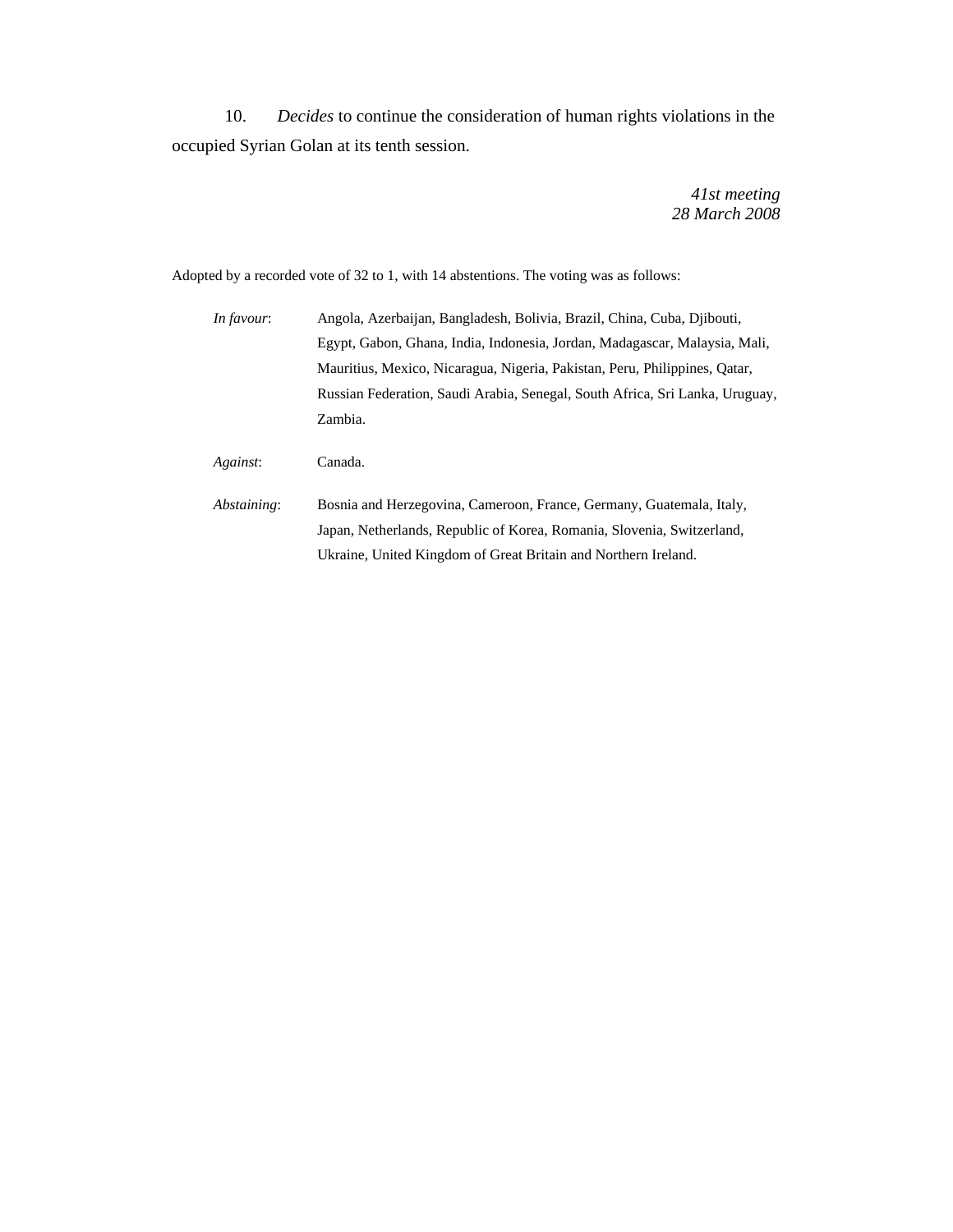10. *Decides* to continue the consideration of human rights violations in the occupied Syrian Golan at its tenth session.

*41st meeting*
*28 March 2008*

Adopted by a recorded vote of 32 to 1, with 14 abstentions. The voting was as follows:

*In favour*: Angola, Azerbaijan, Bangladesh, Bolivia, Brazil, China, Cuba, Djibouti, Egypt, Gabon, Ghana, India, Indonesia, Jordan, Madagascar, Malaysia, Mali, Mauritius, Mexico, Nicaragua, Nigeria, Pakistan, Peru, Philippines, Qatar, Russian Federation, Saudi Arabia, Senegal, South Africa, Sri Lanka, Uruguay, Zambia.

*Against*: Canada.

*Abstaining*: Bosnia and Herzegovina, Cameroon, France, Germany, Guatemala, Italy, Japan, Netherlands, Republic of Korea, Romania, Slovenia, Switzerland, Ukraine, United Kingdom of Great Britain and Northern Ireland.